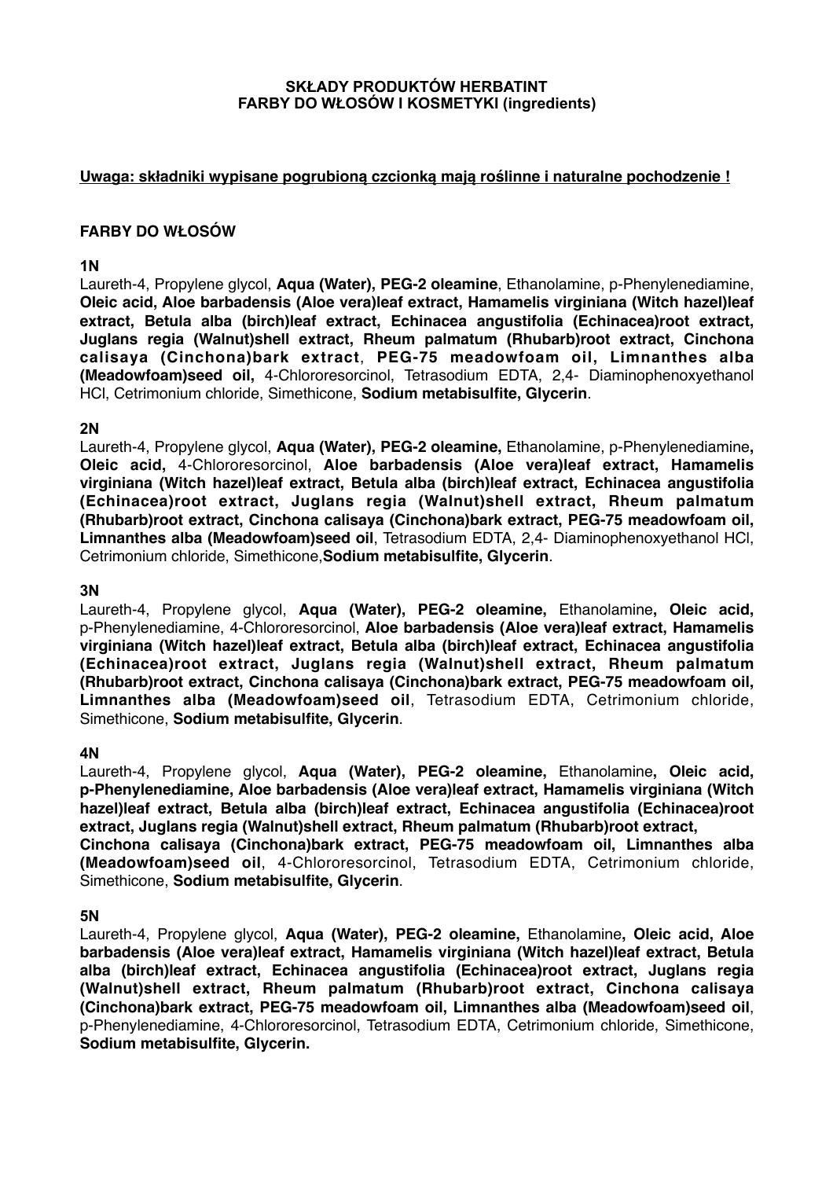**SKŁADY PRODUKTÓW HERBATINT**
**FARBY DO WŁOSÓW I KOSMETYKI (ingredients)**

**Uwaga: składniki wypisane pogrubioną czcionką mają roślinne i naturalne pochodzenie !**

## FARBY DO WŁOSÓW

### 1N

Laureth-4, Propylene glycol, **Aqua (Water), PEG-2 oleamine**, Ethanolamine, p-Phenylenediamine, **Oleic acid, Aloe barbadensis (Aloe vera)leaf extract, Hamamelis virginiana (Witch hazel)leaf extract, Betula alba (birch)leaf extract, Echinacea angustifolia (Echinacea)root extract, Juglans regia (Walnut)shell extract, Rheum palmatum (Rhubarb)root extract, Cinchona calisaya (Cinchona)bark extract**, **PEG-75 meadowfoam oil, Limnanthes alba (Meadowfoam)seed oil,** 4-Chlororesorcinol, Tetrasodium EDTA, 2,4- Diaminophenoxyethanol HCl, Cetrimonium chloride, Simethicone, **Sodium metabisulfite, Glycerin**.

### 2N

Laureth-4, Propylene glycol, **Aqua (Water), PEG-2 oleamine,** Ethanolamine, p-Phenylenediamine**, Oleic acid,** 4-Chlororesorcinol, **Aloe barbadensis (Aloe vera)leaf extract, Hamamelis virginiana (Witch hazel)leaf extract, Betula alba (birch)leaf extract, Echinacea angustifolia (Echinacea)root extract, Juglans regia (Walnut)shell extract, Rheum palmatum (Rhubarb)root extract, Cinchona calisaya (Cinchona)bark extract, PEG-75 meadowfoam oil, Limnanthes alba (Meadowfoam)seed oil**, Tetrasodium EDTA, 2,4- Diaminophenoxyethanol HCl, Cetrimonium chloride, Simethicone,**Sodium metabisulfite, Glycerin**.

### 3N

Laureth-4, Propylene glycol, **Aqua (Water), PEG-2 oleamine,** Ethanolamine**, Oleic acid,** p-Phenylenediamine, 4-Chlororesorcinol, **Aloe barbadensis (Aloe vera)leaf extract, Hamamelis virginiana (Witch hazel)leaf extract, Betula alba (birch)leaf extract, Echinacea angustifolia (Echinacea)root extract, Juglans regia (Walnut)shell extract, Rheum palmatum (Rhubarb)root extract, Cinchona calisaya (Cinchona)bark extract, PEG-75 meadowfoam oil, Limnanthes alba (Meadowfoam)seed oil**, Tetrasodium EDTA, Cetrimonium chloride, Simethicone, **Sodium metabisulfite, Glycerin**.

### 4N

Laureth-4, Propylene glycol, **Aqua (Water), PEG-2 oleamine,** Ethanolamine**, Oleic acid, p-Phenylenediamine, Aloe barbadensis (Aloe vera)leaf extract, Hamamelis virginiana (Witch hazel)leaf extract, Betula alba (birch)leaf extract, Echinacea angustifolia (Echinacea)root extract, Juglans regia (Walnut)shell extract, Rheum palmatum (Rhubarb)root extract, Cinchona calisaya (Cinchona)bark extract, PEG-75 meadowfoam oil, Limnanthes alba (Meadowfoam)seed oil**, 4-Chlororesorcinol, Tetrasodium EDTA, Cetrimonium chloride, Simethicone, **Sodium metabisulfite, Glycerin**.

### 5N

Laureth-4, Propylene glycol, **Aqua (Water), PEG-2 oleamine,** Ethanolamine**, Oleic acid, Aloe barbadensis (Aloe vera)leaf extract, Hamamelis virginiana (Witch hazel)leaf extract, Betula alba (birch)leaf extract, Echinacea angustifolia (Echinacea)root extract, Juglans regia (Walnut)shell extract, Rheum palmatum (Rhubarb)root extract, Cinchona calisaya (Cinchona)bark extract, PEG-75 meadowfoam oil, Limnanthes alba (Meadowfoam)seed oil**, p-Phenylenediamine, 4-Chlororesorcinol, Tetrasodium EDTA, Cetrimonium chloride, Simethicone, **Sodium metabisulfite, Glycerin.**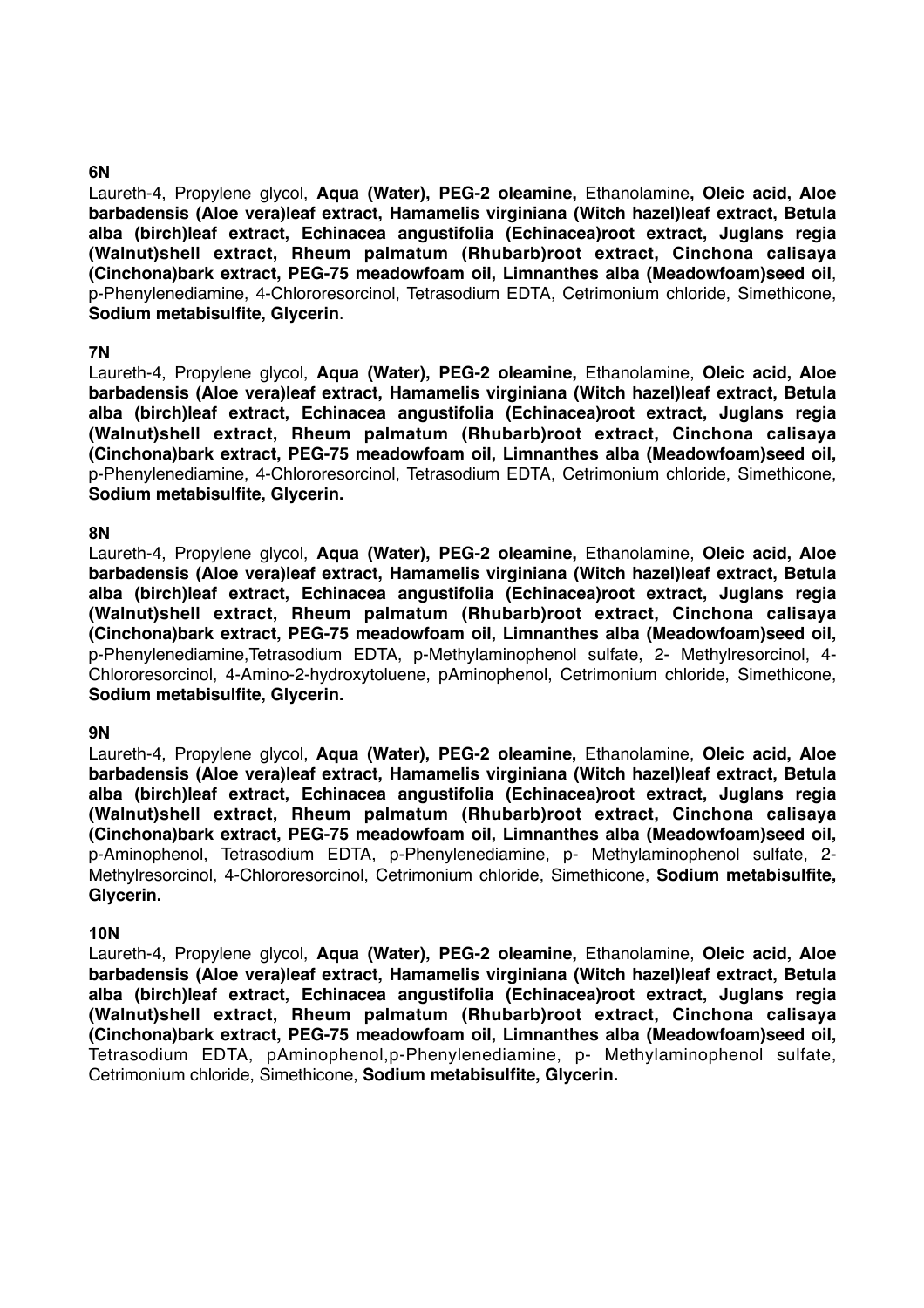**6N**

Laureth-4, Propylene glycol, **Aqua (Water), PEG-2 oleamine,** Ethanolamine**, Oleic acid, Aloe barbadensis (Aloe vera)leaf extract, Hamamelis virginiana (Witch hazel)leaf extract, Betula alba (birch)leaf extract, Echinacea angustifolia (Echinacea)root extract, Juglans regia (Walnut)shell extract, Rheum palmatum (Rhubarb)root extract, Cinchona calisaya (Cinchona)bark extract, PEG-75 meadowfoam oil, Limnanthes alba (Meadowfoam)seed oil**, p-Phenylenediamine, 4-Chlororesorcinol, Tetrasodium EDTA, Cetrimonium chloride, Simethicone, **Sodium metabisulfite, Glycerin**.

**7N**

Laureth-4, Propylene glycol, **Aqua (Water), PEG-2 oleamine,** Ethanolamine, **Oleic acid, Aloe barbadensis (Aloe vera)leaf extract, Hamamelis virginiana (Witch hazel)leaf extract, Betula alba (birch)leaf extract, Echinacea angustifolia (Echinacea)root extract, Juglans regia (Walnut)shell extract, Rheum palmatum (Rhubarb)root extract, Cinchona calisaya (Cinchona)bark extract, PEG-75 meadowfoam oil, Limnanthes alba (Meadowfoam)seed oil,** p-Phenylenediamine, 4-Chlororesorcinol, Tetrasodium EDTA, Cetrimonium chloride, Simethicone, **Sodium metabisulfite, Glycerin.**

**8N**

Laureth-4, Propylene glycol, **Aqua (Water), PEG-2 oleamine,** Ethanolamine, **Oleic acid, Aloe barbadensis (Aloe vera)leaf extract, Hamamelis virginiana (Witch hazel)leaf extract, Betula alba (birch)leaf extract, Echinacea angustifolia (Echinacea)root extract, Juglans regia (Walnut)shell extract, Rheum palmatum (Rhubarb)root extract, Cinchona calisaya (Cinchona)bark extract, PEG-75 meadowfoam oil, Limnanthes alba (Meadowfoam)seed oil,** p-Phenylenediamine,Tetrasodium EDTA, p-Methylaminophenol sulfate, 2- Methylresorcinol, 4-Chlororesorcinol, 4-Amino-2-hydroxytoluene, pAminophenol, Cetrimonium chloride, Simethicone, **Sodium metabisulfite, Glycerin.**

**9N**

Laureth-4, Propylene glycol, **Aqua (Water), PEG-2 oleamine,** Ethanolamine, **Oleic acid, Aloe barbadensis (Aloe vera)leaf extract, Hamamelis virginiana (Witch hazel)leaf extract, Betula alba (birch)leaf extract, Echinacea angustifolia (Echinacea)root extract, Juglans regia (Walnut)shell extract, Rheum palmatum (Rhubarb)root extract, Cinchona calisaya (Cinchona)bark extract, PEG-75 meadowfoam oil, Limnanthes alba (Meadowfoam)seed oil,** p-Aminophenol, Tetrasodium EDTA, p-Phenylenediamine, p- Methylaminophenol sulfate, 2-Methylresorcinol, 4-Chlororesorcinol, Cetrimonium chloride, Simethicone, **Sodium metabisulfite, Glycerin.**

**10N**

Laureth-4, Propylene glycol, **Aqua (Water), PEG-2 oleamine,** Ethanolamine, **Oleic acid, Aloe barbadensis (Aloe vera)leaf extract, Hamamelis virginiana (Witch hazel)leaf extract, Betula alba (birch)leaf extract, Echinacea angustifolia (Echinacea)root extract, Juglans regia (Walnut)shell extract, Rheum palmatum (Rhubarb)root extract, Cinchona calisaya (Cinchona)bark extract, PEG-75 meadowfoam oil, Limnanthes alba (Meadowfoam)seed oil,** Tetrasodium EDTA, pAminophenol,p-Phenylenediamine, p- Methylaminophenol sulfate, Cetrimonium chloride, Simethicone, **Sodium metabisulfite, Glycerin.**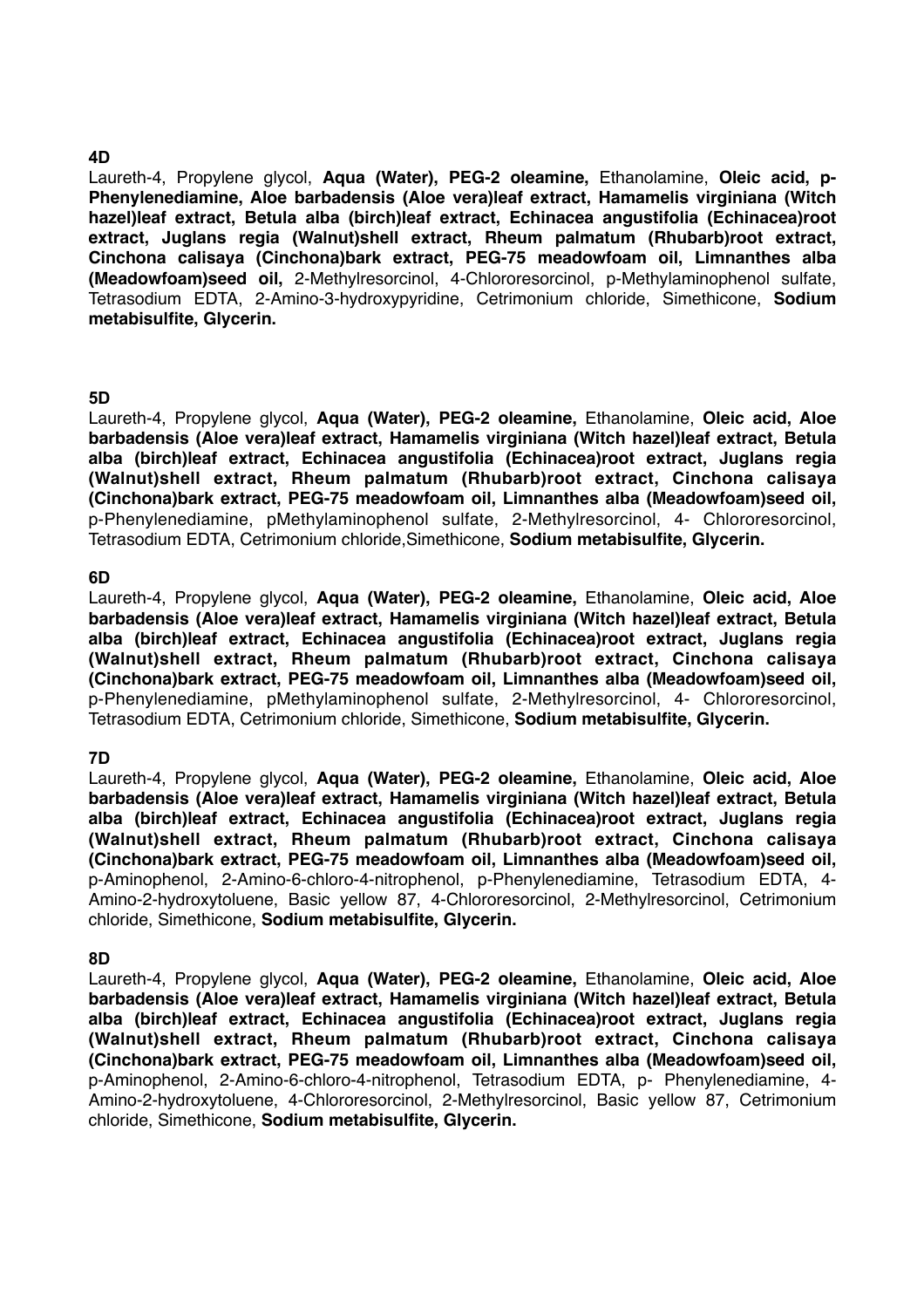**4D**

Laureth-4, Propylene glycol, **Aqua (Water), PEG-2 oleamine,** Ethanolamine, **Oleic acid, p-Phenylenediamine, Aloe barbadensis (Aloe vera)leaf extract, Hamamelis virginiana (Witch hazel)leaf extract, Betula alba (birch)leaf extract, Echinacea angustifolia (Echinacea)root extract, Juglans regia (Walnut)shell extract, Rheum palmatum (Rhubarb)root extract, Cinchona calisaya (Cinchona)bark extract, PEG-75 meadowfoam oil, Limnanthes alba (Meadowfoam)seed oil,** 2-Methylresorcinol, 4-Chlororesorcinol, p-Methylaminophenol sulfate, Tetrasodium EDTA, 2-Amino-3-hydroxypyridine, Cetrimonium chloride, Simethicone, **Sodium metabisulfite, Glycerin.**

**5D**

Laureth-4, Propylene glycol, **Aqua (Water), PEG-2 oleamine,** Ethanolamine, **Oleic acid, Aloe barbadensis (Aloe vera)leaf extract, Hamamelis virginiana (Witch hazel)leaf extract, Betula alba (birch)leaf extract, Echinacea angustifolia (Echinacea)root extract, Juglans regia (Walnut)shell extract, Rheum palmatum (Rhubarb)root extract, Cinchona calisaya (Cinchona)bark extract, PEG-75 meadowfoam oil, Limnanthes alba (Meadowfoam)seed oil,** p-Phenylenediamine, pMethylaminophenol sulfate, 2-Methylresorcinol, 4- Chlororesorcinol, Tetrasodium EDTA, Cetrimonium chloride,Simethicone, **Sodium metabisulfite, Glycerin.**

**6D**

Laureth-4, Propylene glycol, **Aqua (Water), PEG-2 oleamine,** Ethanolamine, **Oleic acid, Aloe barbadensis (Aloe vera)leaf extract, Hamamelis virginiana (Witch hazel)leaf extract, Betula alba (birch)leaf extract, Echinacea angustifolia (Echinacea)root extract, Juglans regia (Walnut)shell extract, Rheum palmatum (Rhubarb)root extract, Cinchona calisaya (Cinchona)bark extract, PEG-75 meadowfoam oil, Limnanthes alba (Meadowfoam)seed oil,** p-Phenylenediamine, pMethylaminophenol sulfate, 2-Methylresorcinol, 4- Chlororesorcinol, Tetrasodium EDTA, Cetrimonium chloride, Simethicone, **Sodium metabisulfite, Glycerin.**

**7D**

Laureth-4, Propylene glycol, **Aqua (Water), PEG-2 oleamine,** Ethanolamine, **Oleic acid, Aloe barbadensis (Aloe vera)leaf extract, Hamamelis virginiana (Witch hazel)leaf extract, Betula alba (birch)leaf extract, Echinacea angustifolia (Echinacea)root extract, Juglans regia (Walnut)shell extract, Rheum palmatum (Rhubarb)root extract, Cinchona calisaya (Cinchona)bark extract, PEG-75 meadowfoam oil, Limnanthes alba (Meadowfoam)seed oil,** p-Aminophenol, 2-Amino-6-chloro-4-nitrophenol, p-Phenylenediamine, Tetrasodium EDTA, 4-Amino-2-hydroxytoluene, Basic yellow 87, 4-Chlororesorcinol, 2-Methylresorcinol, Cetrimonium chloride, Simethicone, **Sodium metabisulfite, Glycerin.**

**8D**

Laureth-4, Propylene glycol, **Aqua (Water), PEG-2 oleamine,** Ethanolamine, **Oleic acid, Aloe barbadensis (Aloe vera)leaf extract, Hamamelis virginiana (Witch hazel)leaf extract, Betula alba (birch)leaf extract, Echinacea angustifolia (Echinacea)root extract, Juglans regia (Walnut)shell extract, Rheum palmatum (Rhubarb)root extract, Cinchona calisaya (Cinchona)bark extract, PEG-75 meadowfoam oil, Limnanthes alba (Meadowfoam)seed oil,** p-Aminophenol, 2-Amino-6-chloro-4-nitrophenol, Tetrasodium EDTA, p- Phenylenediamine, 4-Amino-2-hydroxytoluene, 4-Chlororesorcinol, 2-Methylresorcinol, Basic yellow 87, Cetrimonium chloride, Simethicone, **Sodium metabisulfite, Glycerin.**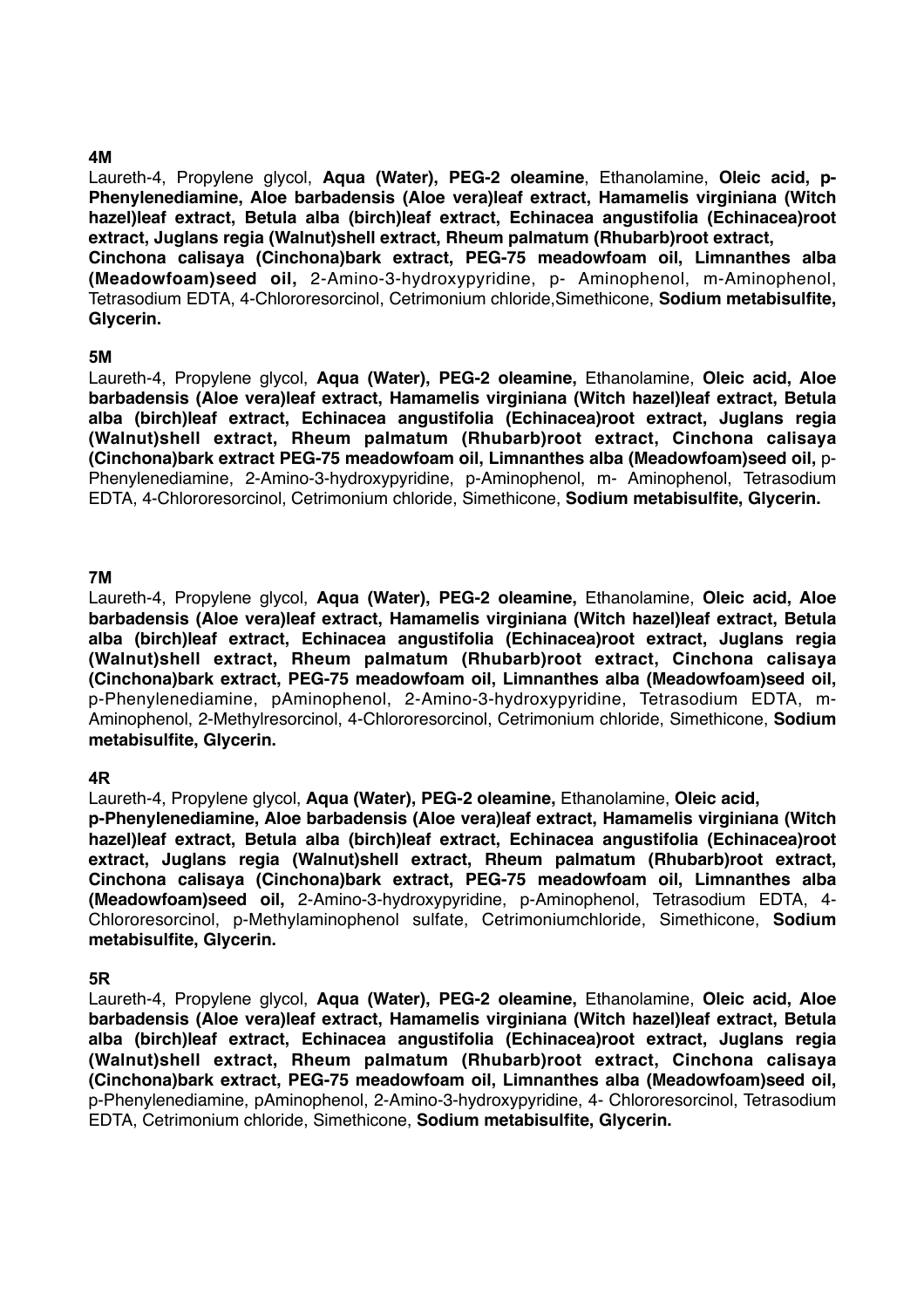**4M**

Laureth-4, Propylene glycol, **Aqua (Water), PEG-2 oleamine**, Ethanolamine, **Oleic acid, p-Phenylenediamine, Aloe barbadensis (Aloe vera)leaf extract, Hamamelis virginiana (Witch hazel)leaf extract, Betula alba (birch)leaf extract, Echinacea angustifolia (Echinacea)root extract, Juglans regia (Walnut)shell extract, Rheum palmatum (Rhubarb)root extract, Cinchona calisaya (Cinchona)bark extract, PEG-75 meadowfoam oil, Limnanthes alba (Meadowfoam)seed oil,** 2-Amino-3-hydroxypyridine, p- Aminophenol, m-Aminophenol, Tetrasodium EDTA, 4-Chlororesorcinol, Cetrimonium chloride,Simethicone, **Sodium metabisulfite, Glycerin.**

**5M**

Laureth-4, Propylene glycol, **Aqua (Water), PEG-2 oleamine,** Ethanolamine, **Oleic acid, Aloe barbadensis (Aloe vera)leaf extract, Hamamelis virginiana (Witch hazel)leaf extract, Betula alba (birch)leaf extract, Echinacea angustifolia (Echinacea)root extract, Juglans regia (Walnut)shell extract, Rheum palmatum (Rhubarb)root extract, Cinchona calisaya (Cinchona)bark extract PEG-75 meadowfoam oil, Limnanthes alba (Meadowfoam)seed oil,** p-Phenylenediamine, 2-Amino-3-hydroxypyridine, p-Aminophenol, m- Aminophenol, Tetrasodium EDTA, 4-Chlororesorcinol, Cetrimonium chloride, Simethicone, **Sodium metabisulfite, Glycerin.**

**7M**

Laureth-4, Propylene glycol, **Aqua (Water), PEG-2 oleamine,** Ethanolamine, **Oleic acid, Aloe barbadensis (Aloe vera)leaf extract, Hamamelis virginiana (Witch hazel)leaf extract, Betula alba (birch)leaf extract, Echinacea angustifolia (Echinacea)root extract, Juglans regia (Walnut)shell extract, Rheum palmatum (Rhubarb)root extract, Cinchona calisaya (Cinchona)bark extract, PEG-75 meadowfoam oil, Limnanthes alba (Meadowfoam)seed oil,** p-Phenylenediamine, pAminophenol, 2-Amino-3-hydroxypyridine, Tetrasodium EDTA, m-Aminophenol, 2-Methylresorcinol, 4-Chlororesorcinol, Cetrimonium chloride, Simethicone, **Sodium metabisulfite, Glycerin.**

**4R**

Laureth-4, Propylene glycol, **Aqua (Water), PEG-2 oleamine,** Ethanolamine, **Oleic acid, p-Phenylenediamine, Aloe barbadensis (Aloe vera)leaf extract, Hamamelis virginiana (Witch hazel)leaf extract, Betula alba (birch)leaf extract, Echinacea angustifolia (Echinacea)root extract, Juglans regia (Walnut)shell extract, Rheum palmatum (Rhubarb)root extract, Cinchona calisaya (Cinchona)bark extract, PEG-75 meadowfoam oil, Limnanthes alba (Meadowfoam)seed oil,** 2-Amino-3-hydroxypyridine, p-Aminophenol, Tetrasodium EDTA, 4-Chlororesorcinol, p-Methylaminophenol sulfate, Cetrimoniumchloride, Simethicone, **Sodium metabisulfite, Glycerin.**

**5R**

Laureth-4, Propylene glycol, **Aqua (Water), PEG-2 oleamine,** Ethanolamine, **Oleic acid, Aloe barbadensis (Aloe vera)leaf extract, Hamamelis virginiana (Witch hazel)leaf extract, Betula alba (birch)leaf extract, Echinacea angustifolia (Echinacea)root extract, Juglans regia (Walnut)shell extract, Rheum palmatum (Rhubarb)root extract, Cinchona calisaya (Cinchona)bark extract, PEG-75 meadowfoam oil, Limnanthes alba (Meadowfoam)seed oil,** p-Phenylenediamine, pAminophenol, 2-Amino-3-hydroxypyridine, 4- Chlororesorcinol, Tetrasodium EDTA, Cetrimonium chloride, Simethicone, **Sodium metabisulfite, Glycerin.**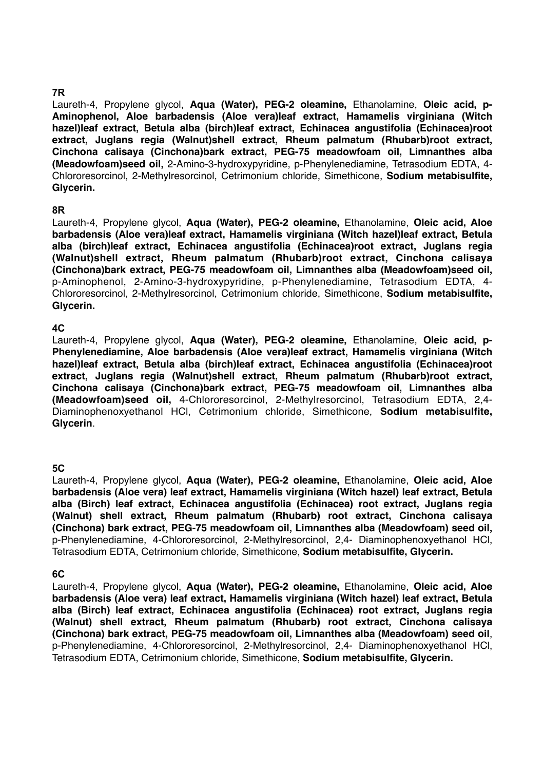**7R**

Laureth-4, Propylene glycol, **Aqua (Water), PEG-2 oleamine,** Ethanolamine, **Oleic acid, p-Aminophenol, Aloe barbadensis (Aloe vera)leaf extract, Hamamelis virginiana (Witch hazel)leaf extract, Betula alba (birch)leaf extract, Echinacea angustifolia (Echinacea)root extract, Juglans regia (Walnut)shell extract, Rheum palmatum (Rhubarb)root extract, Cinchona calisaya (Cinchona)bark extract, PEG-75 meadowfoam oil, Limnanthes alba (Meadowfoam)seed oil,** 2-Amino-3-hydroxypyridine, p-Phenylenediamine, Tetrasodium EDTA, 4-Chlororesorcinol, 2-Methylresorcinol, Cetrimonium chloride, Simethicone, **Sodium metabisulfite, Glycerin.**

**8R**

Laureth-4, Propylene glycol, **Aqua (Water), PEG-2 oleamine,** Ethanolamine, **Oleic acid, Aloe barbadensis (Aloe vera)leaf extract, Hamamelis virginiana (Witch hazel)leaf extract, Betula alba (birch)leaf extract, Echinacea angustifolia (Echinacea)root extract, Juglans regia (Walnut)shell extract, Rheum palmatum (Rhubarb)root extract, Cinchona calisaya (Cinchona)bark extract, PEG-75 meadowfoam oil, Limnanthes alba (Meadowfoam)seed oil,** p-Aminophenol, 2-Amino-3-hydroxypyridine, p-Phenylenediamine, Tetrasodium EDTA, 4-Chlororesorcinol, 2-Methylresorcinol, Cetrimonium chloride, Simethicone, **Sodium metabisulfite, Glycerin.**

**4C**

Laureth-4, Propylene glycol, **Aqua (Water), PEG-2 oleamine,** Ethanolamine, **Oleic acid, p-Phenylenediamine, Aloe barbadensis (Aloe vera)leaf extract, Hamamelis virginiana (Witch hazel)leaf extract, Betula alba (birch)leaf extract, Echinacea angustifolia (Echinacea)root extract, Juglans regia (Walnut)shell extract, Rheum palmatum (Rhubarb)root extract, Cinchona calisaya (Cinchona)bark extract, PEG-75 meadowfoam oil, Limnanthes alba (Meadowfoam)seed oil,** 4-Chlororesorcinol, 2-Methylresorcinol, Tetrasodium EDTA, 2,4-Diaminophenoxyethanol HCl, Cetrimonium chloride, Simethicone, **Sodium metabisulfite, Glycerin**.

**5C**

Laureth-4, Propylene glycol, **Aqua (Water), PEG-2 oleamine,** Ethanolamine, **Oleic acid, Aloe barbadensis (Aloe vera) leaf extract, Hamamelis virginiana (Witch hazel) leaf extract, Betula alba (Birch) leaf extract, Echinacea angustifolia (Echinacea) root extract, Juglans regia (Walnut) shell extract, Rheum palmatum (Rhubarb) root extract, Cinchona calisaya (Cinchona) bark extract, PEG-75 meadowfoam oil, Limnanthes alba (Meadowfoam) seed oil,** p-Phenylenediamine, 4-Chlororesorcinol, 2-Methylresorcinol, 2,4- Diaminophenoxyethanol HCl, Tetrasodium EDTA, Cetrimonium chloride, Simethicone, **Sodium metabisulfite, Glycerin.**

**6C**

Laureth-4, Propylene glycol, **Aqua (Water), PEG-2 oleamine,** Ethanolamine, **Oleic acid, Aloe barbadensis (Aloe vera) leaf extract, Hamamelis virginiana (Witch hazel) leaf extract, Betula alba (Birch) leaf extract, Echinacea angustifolia (Echinacea) root extract, Juglans regia (Walnut) shell extract, Rheum palmatum (Rhubarb) root extract, Cinchona calisaya (Cinchona) bark extract, PEG-75 meadowfoam oil, Limnanthes alba (Meadowfoam) seed oil**, p-Phenylenediamine, 4-Chlororesorcinol, 2-Methylresorcinol, 2,4- Diaminophenoxyethanol HCl, Tetrasodium EDTA, Cetrimonium chloride, Simethicone, **Sodium metabisulfite, Glycerin.**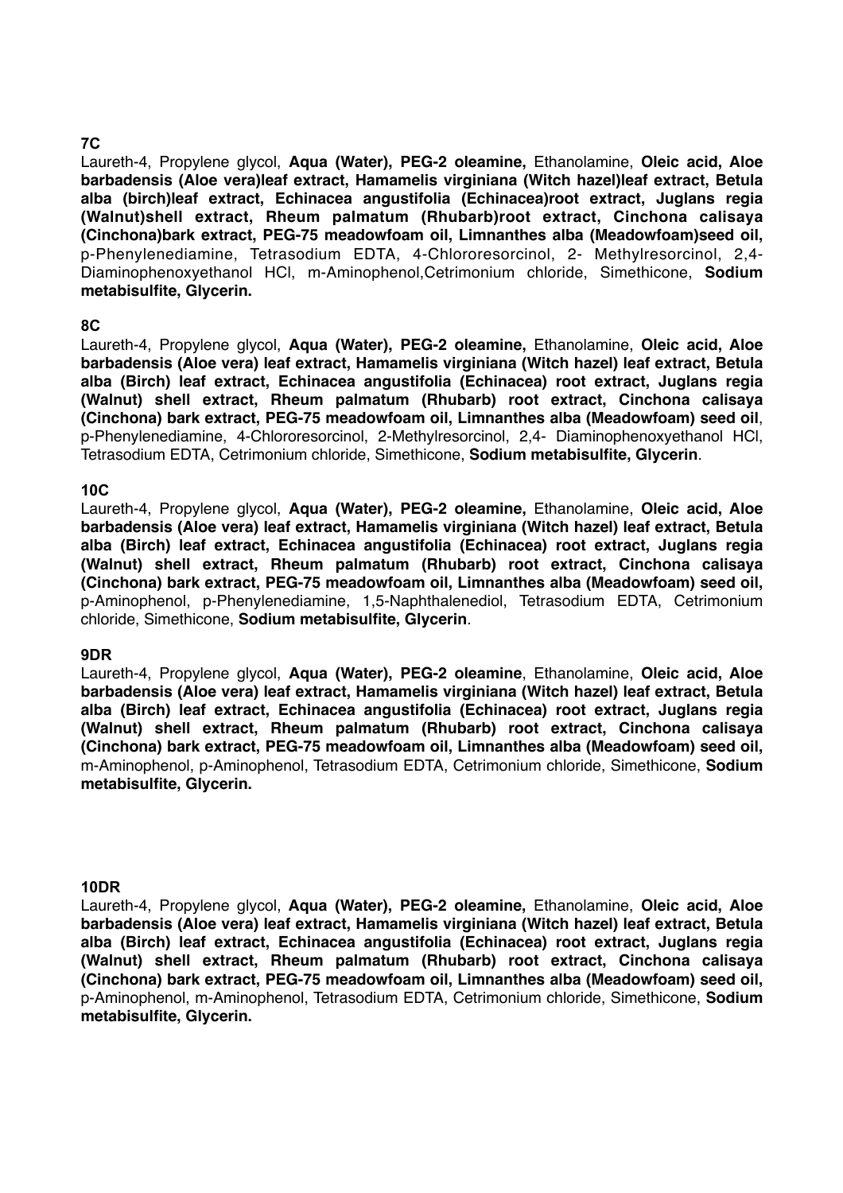**7C**

Laureth-4, Propylene glycol, **Aqua (Water), PEG-2 oleamine,** Ethanolamine, **Oleic acid, Aloe barbadensis (Aloe vera)leaf extract, Hamamelis virginiana (Witch hazel)leaf extract, Betula alba (birch)leaf extract, Echinacea angustifolia (Echinacea)root extract, Juglans regia (Walnut)shell extract, Rheum palmatum (Rhubarb)root extract, Cinchona calisaya (Cinchona)bark extract, PEG-75 meadowfoam oil, Limnanthes alba (Meadowfoam)seed oil,** p-Phenylenediamine, Tetrasodium EDTA, 4-Chlororesorcinol, 2- Methylresorcinol, 2,4-Diaminophenoxyethanol HCl, m-Aminophenol,Cetrimonium chloride, Simethicone, **Sodium metabisulfite, Glycerin.**

**8C**

Laureth-4, Propylene glycol, **Aqua (Water), PEG-2 oleamine,** Ethanolamine, **Oleic acid, Aloe barbadensis (Aloe vera) leaf extract, Hamamelis virginiana (Witch hazel) leaf extract, Betula alba (Birch) leaf extract, Echinacea angustifolia (Echinacea) root extract, Juglans regia (Walnut) shell extract, Rheum palmatum (Rhubarb) root extract, Cinchona calisaya (Cinchona) bark extract, PEG-75 meadowfoam oil, Limnanthes alba (Meadowfoam) seed oil**, p-Phenylenediamine, 4-Chlororesorcinol, 2-Methylresorcinol, 2,4- Diaminophenoxyethanol HCl, Tetrasodium EDTA, Cetrimonium chloride, Simethicone, **Sodium metabisulfite, Glycerin**.

**10C**

Laureth-4, Propylene glycol, **Aqua (Water), PEG-2 oleamine,** Ethanolamine, **Oleic acid, Aloe barbadensis (Aloe vera) leaf extract, Hamamelis virginiana (Witch hazel) leaf extract, Betula alba (Birch) leaf extract, Echinacea angustifolia (Echinacea) root extract, Juglans regia (Walnut) shell extract, Rheum palmatum (Rhubarb) root extract, Cinchona calisaya (Cinchona) bark extract, PEG-75 meadowfoam oil, Limnanthes alba (Meadowfoam) seed oil,** p-Aminophenol, p-Phenylenediamine, 1,5-Naphthalenediol, Tetrasodium EDTA, Cetrimonium chloride, Simethicone, **Sodium metabisulfite, Glycerin**.

**9DR**

Laureth-4, Propylene glycol, **Aqua (Water), PEG-2 oleamine**, Ethanolamine, **Oleic acid, Aloe barbadensis (Aloe vera) leaf extract, Hamamelis virginiana (Witch hazel) leaf extract, Betula alba (Birch) leaf extract, Echinacea angustifolia (Echinacea) root extract, Juglans regia (Walnut) shell extract, Rheum palmatum (Rhubarb) root extract, Cinchona calisaya (Cinchona) bark extract, PEG-75 meadowfoam oil, Limnanthes alba (Meadowfoam) seed oil,** m-Aminophenol, p-Aminophenol, Tetrasodium EDTA, Cetrimonium chloride, Simethicone, **Sodium metabisulfite, Glycerin.**

**10DR**

Laureth-4, Propylene glycol, **Aqua (Water), PEG-2 oleamine,** Ethanolamine, **Oleic acid, Aloe barbadensis (Aloe vera) leaf extract, Hamamelis virginiana (Witch hazel) leaf extract, Betula alba (Birch) leaf extract, Echinacea angustifolia (Echinacea) root extract, Juglans regia (Walnut) shell extract, Rheum palmatum (Rhubarb) root extract, Cinchona calisaya (Cinchona) bark extract, PEG-75 meadowfoam oil, Limnanthes alba (Meadowfoam) seed oil,** p-Aminophenol, m-Aminophenol, Tetrasodium EDTA, Cetrimonium chloride, Simethicone, **Sodium metabisulfite, Glycerin.**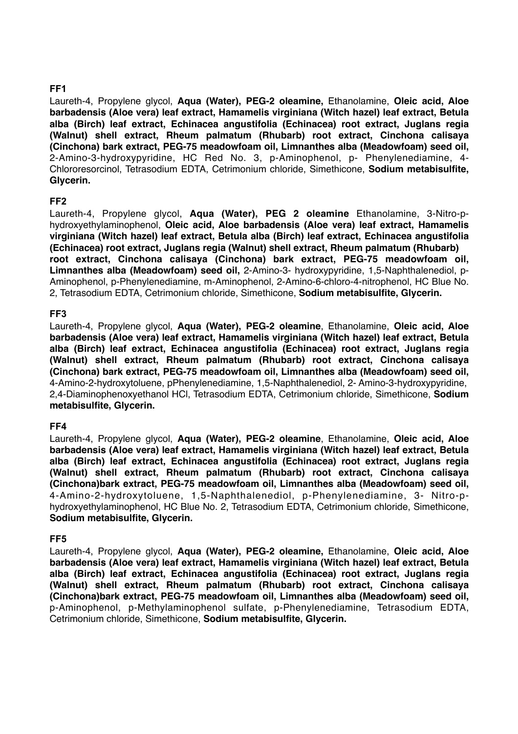**FF1**

Laureth-4, Propylene glycol, **Aqua (Water), PEG-2 oleamine,** Ethanolamine, **Oleic acid, Aloe barbadensis (Aloe vera) leaf extract, Hamamelis virginiana (Witch hazel) leaf extract, Betula alba (Birch) leaf extract, Echinacea angustifolia (Echinacea) root extract, Juglans regia (Walnut) shell extract, Rheum palmatum (Rhubarb) root extract, Cinchona calisaya (Cinchona) bark extract, PEG-75 meadowfoam oil, Limnanthes alba (Meadowfoam) seed oil,** 2-Amino-3-hydroxypyridine, HC Red No. 3, p-Aminophenol, p- Phenylenediamine, 4-Chlororesorcinol, Tetrasodium EDTA, Cetrimonium chloride, Simethicone, **Sodium metabisulfite, Glycerin.**

**FF2**

Laureth-4, Propylene glycol, **Aqua (Water), PEG 2 oleamine** Ethanolamine, 3-Nitro-p-hydroxyethylaminophenol, **Oleic acid, Aloe barbadensis (Aloe vera) leaf extract, Hamamelis virginiana (Witch hazel) leaf extract, Betula alba (Birch) leaf extract, Echinacea angustifolia (Echinacea) root extract, Juglans regia (Walnut) shell extract, Rheum palmatum (Rhubarb) root extract, Cinchona calisaya (Cinchona) bark extract, PEG-75 meadowfoam oil, Limnanthes alba (Meadowfoam) seed oil,** 2-Amino-3- hydroxypyridine, 1,5-Naphthalenediol, p-Aminophenol, p-Phenylenediamine, m-Aminophenol, 2-Amino-6-chloro-4-nitrophenol, HC Blue No. 2, Tetrasodium EDTA, Cetrimonium chloride, Simethicone, **Sodium metabisulfite, Glycerin.**

**FF3**

Laureth-4, Propylene glycol, **Aqua (Water), PEG-2 oleamine**, Ethanolamine, **Oleic acid, Aloe barbadensis (Aloe vera) leaf extract, Hamamelis virginiana (Witch hazel) leaf extract, Betula alba (Birch) leaf extract, Echinacea angustifolia (Echinacea) root extract, Juglans regia (Walnut) shell extract, Rheum palmatum (Rhubarb) root extract, Cinchona calisaya (Cinchona) bark extract, PEG-75 meadowfoam oil, Limnanthes alba (Meadowfoam) seed oil,** 4-Amino-2-hydroxytoluene, pPhenylenediamine, 1,5-Naphthalenediol, 2- Amino-3-hydroxypyridine, 2,4-Diaminophenoxyethanol HCl, Tetrasodium EDTA, Cetrimonium chloride, Simethicone, **Sodium metabisulfite, Glycerin.**

**FF4**

Laureth-4, Propylene glycol, **Aqua (Water), PEG-2 oleamine**, Ethanolamine, **Oleic acid, Aloe barbadensis (Aloe vera) leaf extract, Hamamelis virginiana (Witch hazel) leaf extract, Betula alba (Birch) leaf extract, Echinacea angustifolia (Echinacea) root extract, Juglans regia (Walnut) shell extract, Rheum palmatum (Rhubarb) root extract, Cinchona calisaya (Cinchona)bark extract, PEG-75 meadowfoam oil, Limnanthes alba (Meadowfoam) seed oil,** 4-Amino-2-hydroxytoluene, 1,5-Naphthalenediol, p-Phenylenediamine, 3- Nitro-p-hydroxyethylaminophenol, HC Blue No. 2, Tetrasodium EDTA, Cetrimonium chloride, Simethicone, **Sodium metabisulfite, Glycerin.**

**FF5**

Laureth-4, Propylene glycol, **Aqua (Water), PEG-2 oleamine,** Ethanolamine, **Oleic acid, Aloe barbadensis (Aloe vera) leaf extract, Hamamelis virginiana (Witch hazel) leaf extract, Betula alba (Birch) leaf extract, Echinacea angustifolia (Echinacea) root extract, Juglans regia (Walnut) shell extract, Rheum palmatum (Rhubarb) root extract, Cinchona calisaya (Cinchona)bark extract, PEG-75 meadowfoam oil, Limnanthes alba (Meadowfoam) seed oil,** p-Aminophenol, p-Methylaminophenol sulfate, p-Phenylenediamine, Tetrasodium EDTA, Cetrimonium chloride, Simethicone, **Sodium metabisulfite, Glycerin.**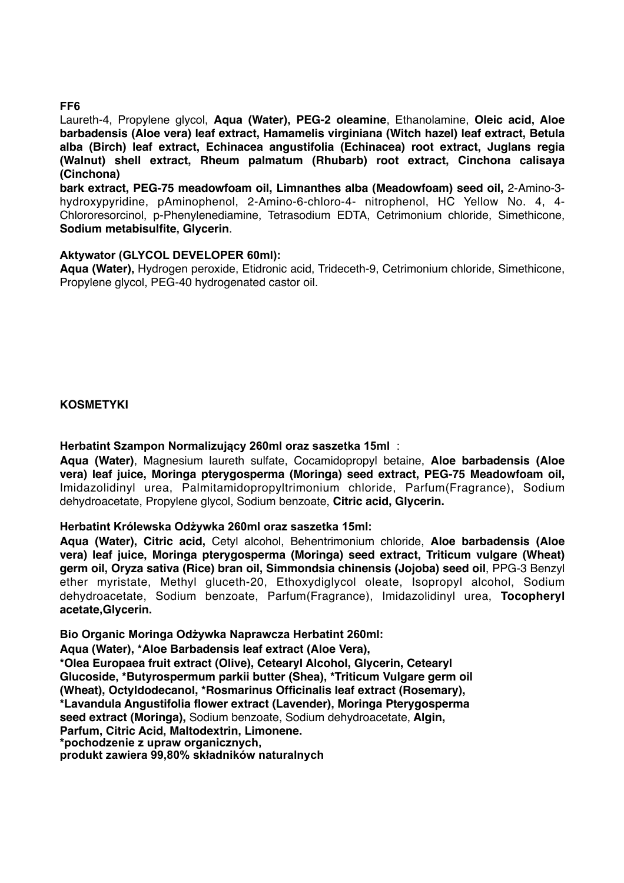**FF6**

Laureth-4, Propylene glycol, **Aqua (Water), PEG-2 oleamine**, Ethanolamine, **Oleic acid, Aloe barbadensis (Aloe vera) leaf extract, Hamamelis virginiana (Witch hazel) leaf extract, Betula alba (Birch) leaf extract, Echinacea angustifolia (Echinacea) root extract, Juglans regia (Walnut) shell extract, Rheum palmatum (Rhubarb) root extract, Cinchona calisaya (Cinchona)**

**bark extract, PEG-75 meadowfoam oil, Limnanthes alba (Meadowfoam) seed oil,** 2-Amino-3-hydroxypyridine, pAminophenol, 2-Amino-6-chloro-4- nitrophenol, HC Yellow No. 4, 4-Chlororesorcinol, p-Phenylenediamine, Tetrasodium EDTA, Cetrimonium chloride, Simethicone, **Sodium metabisulfite, Glycerin**.

**Aktywator (GLYCOL DEVELOPER 60ml):**

**Aqua (Water),** Hydrogen peroxide, Etidronic acid, Trideceth-9, Cetrimonium chloride, Simethicone, Propylene glycol, PEG-40 hydrogenated castor oil.

**KOSMETYKI**

**Herbatint Szampon Normalizujący 260ml oraz saszetka 15ml** :

**Aqua (Water)**, Magnesium laureth sulfate, Cocamidopropyl betaine, **Aloe barbadensis (Aloe vera) leaf juice, Moringa pterygosperma (Moringa) seed extract, PEG-75 Meadowfoam oil,** Imidazolidinyl urea, Palmitamidopropyltrimonium chloride, Parfum(Fragrance), Sodium dehydroacetate, Propylene glycol, Sodium benzoate, **Citric acid, Glycerin.**

**Herbatint Królewska Odżywka 260ml oraz saszetka 15ml:**

**Aqua (Water), Citric acid,** Cetyl alcohol, Behentrimonium chloride, **Aloe barbadensis (Aloe vera) leaf juice, Moringa pterygosperma (Moringa) seed extract, Triticum vulgare (Wheat) germ oil, Oryza sativa (Rice) bran oil, Simmondsia chinensis (Jojoba) seed oil**, PPG-3 Benzyl ether myristate, Methyl gluceth-20, Ethoxydiglycol oleate, Isopropyl alcohol, Sodium dehydroacetate, Sodium benzoate, Parfum(Fragrance), Imidazolidinyl urea, **Tocopheryl acetate,Glycerin.**

**Bio Organic Moringa Odżywka Naprawcza Herbatint 260ml:**

**Aqua (Water), *Aloe Barbadensis leaf extract (Aloe Vera), *Olea Europaea fruit extract (Olive), Cetearyl Alcohol, Glycerin, Cetearyl Glucoside, *Butyrospermum parkii butter (Shea), *Triticum Vulgare germ oil (Wheat), Octyldodecanol, *Rosmarinus Officinalis leaf extract (Rosemary), *Lavandula Angustifolia flower extract (Lavender), Moringa Pterygosperma seed extract (Moringa),** Sodium benzoate, Sodium dehydroacetate, **Algin, Parfum, Citric Acid, Maltodextrin, Limonene.**

**\*pochodzenie z upraw organicznych,**

**produkt zawiera 99,80% składników naturalnych**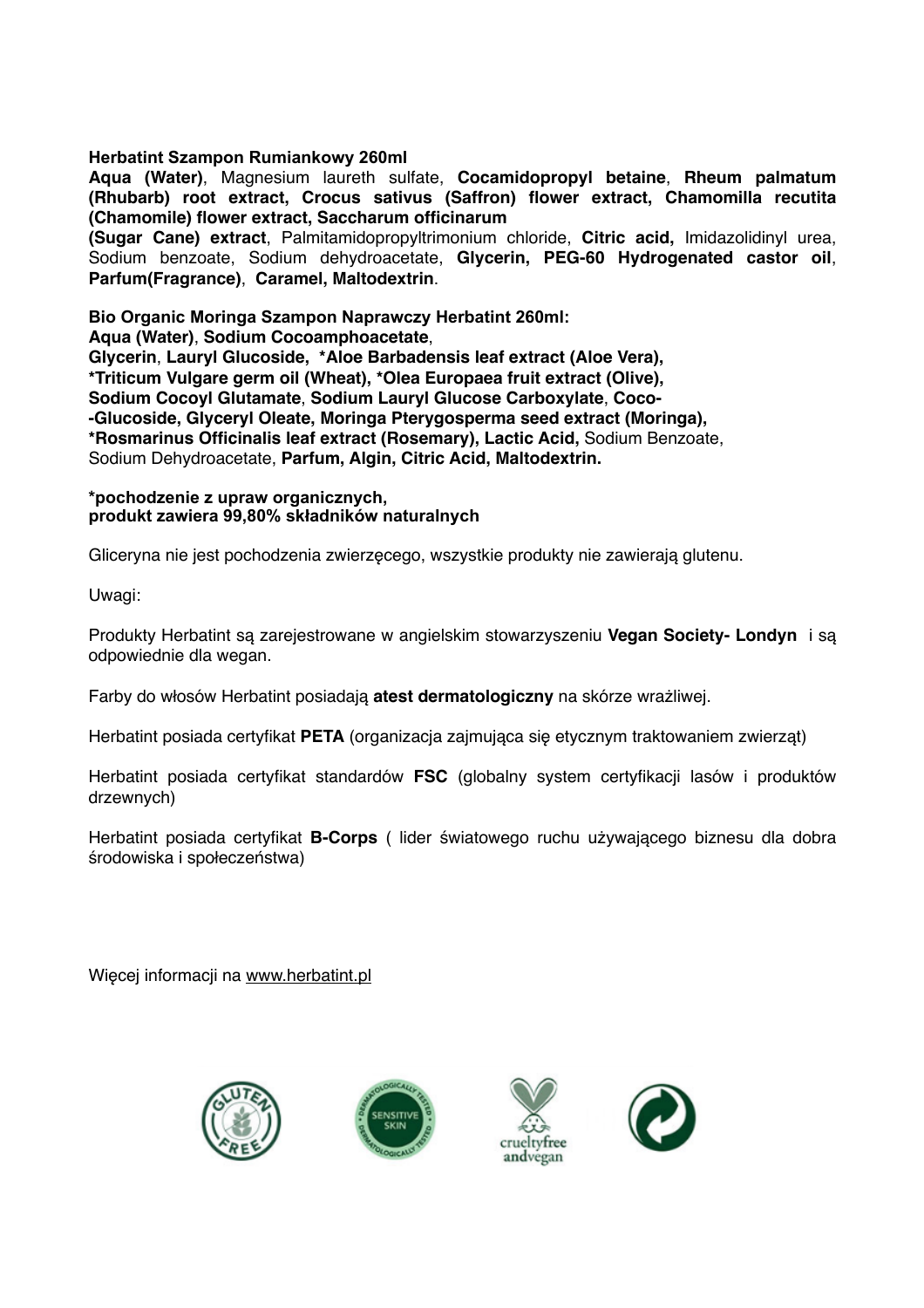**Herbatint Szampon Rumiankowy 260ml**
**Aqua (Water)**, Magnesium laureth sulfate, **Cocamidopropyl betaine**, **Rheum palmatum (Rhubarb) root extract, Crocus sativus (Saffron) flower extract, Chamomilla recutita (Chamomile) flower extract, Saccharum officinarum (Sugar Cane) extract**, Palmitamidopropyltrimonium chloride, **Citric acid,** Imidazolidinyl urea, Sodium benzoate, Sodium dehydroacetate, **Glycerin, PEG-60 Hydrogenated castor oil**, **Parfum(Fragrance)**, **Caramel, Maltodextrin**.

**Bio Organic Moringa Szampon Naprawczy Herbatint 260ml:**
**Aqua (Water)**, **Sodium Cocoamphoacetate**,
**Glycerin**, **Lauryl Glucoside**, **\*Aloe Barbadensis leaf extract (Aloe Vera), \*Triticum Vulgare germ oil (Wheat), \*Olea Europaea fruit extract (Olive), Sodium Cocoyl Glutamate**, **Sodium Lauryl Glucose Carboxylate**, **Coco-Glucoside, Glyceryl Oleate, Moringa Pterygosperma seed extract (Moringa), \*Rosmarinus Officinalis leaf extract (Rosemary), Lactic Acid,** Sodium Benzoate, Sodium Dehydroacetate, **Parfum, Algin, Citric Acid, Maltodextrin.**

**\*pochodzenie z upraw organicznych,**
**produkt zawiera 99,80% składników naturalnych**

Gliceryna nie jest pochodzenia zwierzęcego, wszystkie produkty nie zawierają glutenu.

Uwagi:

Produkty Herbatint są zarejestrowane w angielskim stowarzyszeniu **Vegan Society- Londyn** i są odpowiednie dla wegan.

Farby do włosów Herbatint posiadają **atest dermatologiczny** na skórze wrażliwej.

Herbatint posiada certyfikat **PETA** (organizacja zajmująca się etycznym traktowaniem zwierząt)

Herbatint posiada certyfikat standardów **FSC** (globalny system certyfikacji lasów i produktów drzewnych)

Herbatint posiada certyfikat **B-Corps** ( lider światowego ruchu używającego biznesu dla dobra środowiska i społeczeństwa)

Więcej informacji na www.herbatint.pl